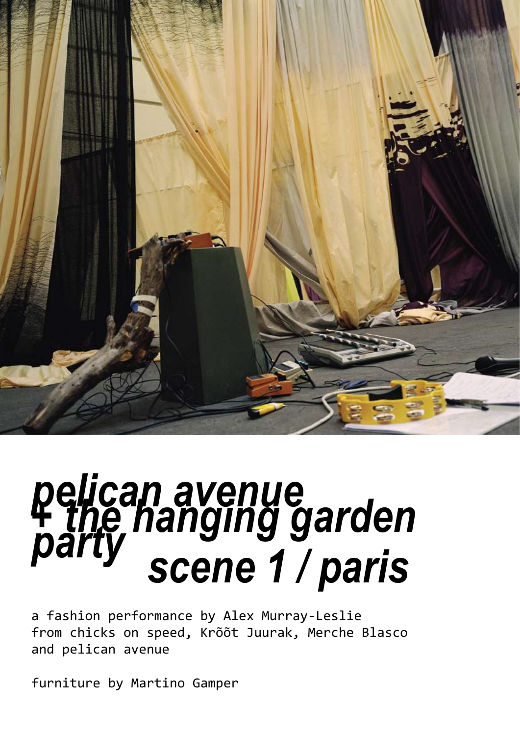# *pelican avenue + the hanging garden party*
## *scene 1 / paris*

a fashion performance by Alex Murray-Leslie from chicks on speed, Krõõt Juurak, Merche Blasco and pelican avenue

furniture by Martino Gamper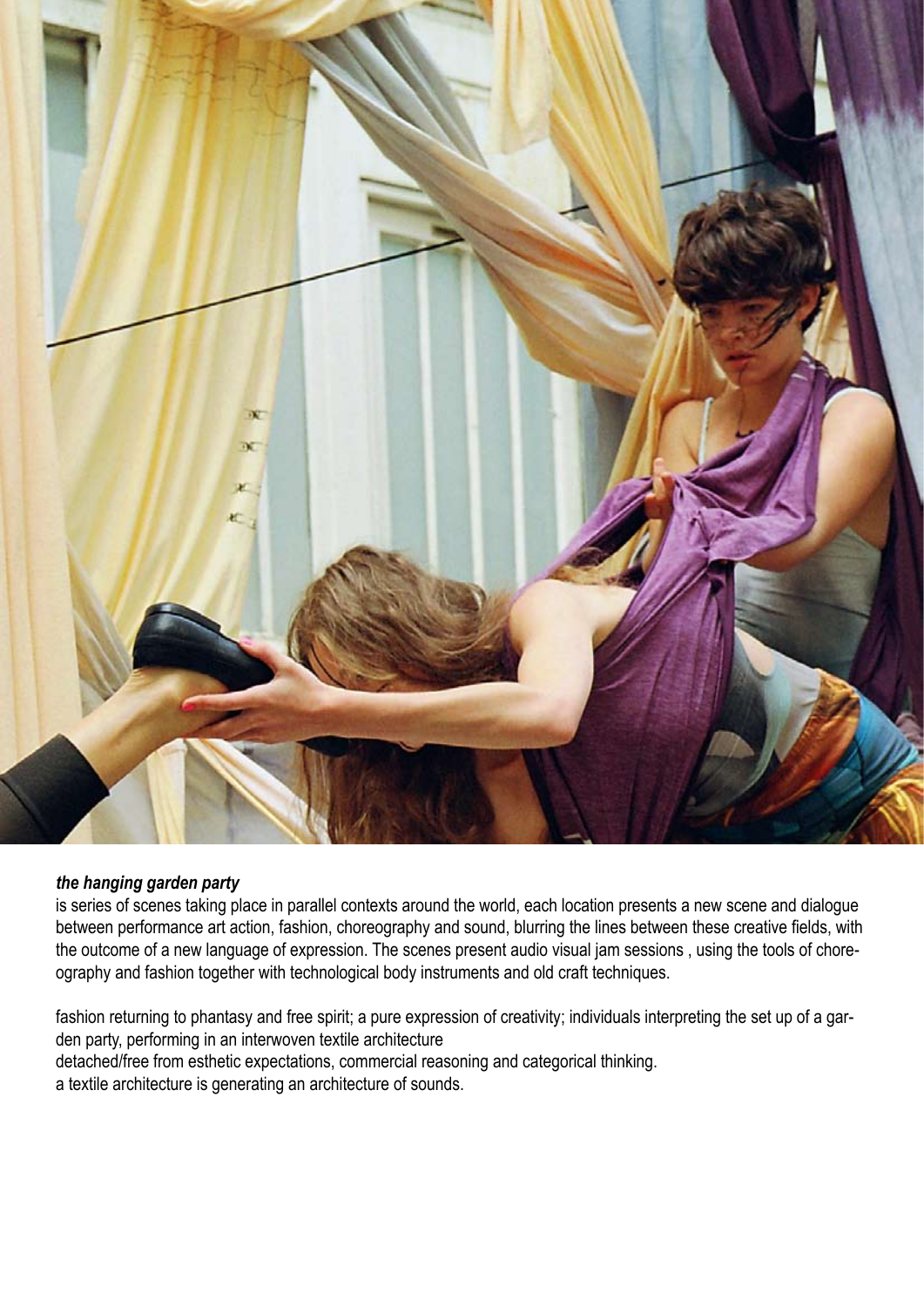***the hanging garden party***
is series of scenes taking place in parallel contexts around the world, each location presents a new scene and dialogue between performance art action, fashion, choreography and sound, blurring the lines between these creative fields, with the outcome of a new language of expression. The scenes present audio visual jam sessions , using the tools of choreography and fashion together with technological body instruments and old craft techniques.

fashion returning to phantasy and free spirit; a pure expression of creativity; individuals interpreting the set up of a garden party, performing in an interwoven textile architecture
detached/free from esthetic expectations, commercial reasoning and categorical thinking.
a textile architecture is generating an architecture of sounds.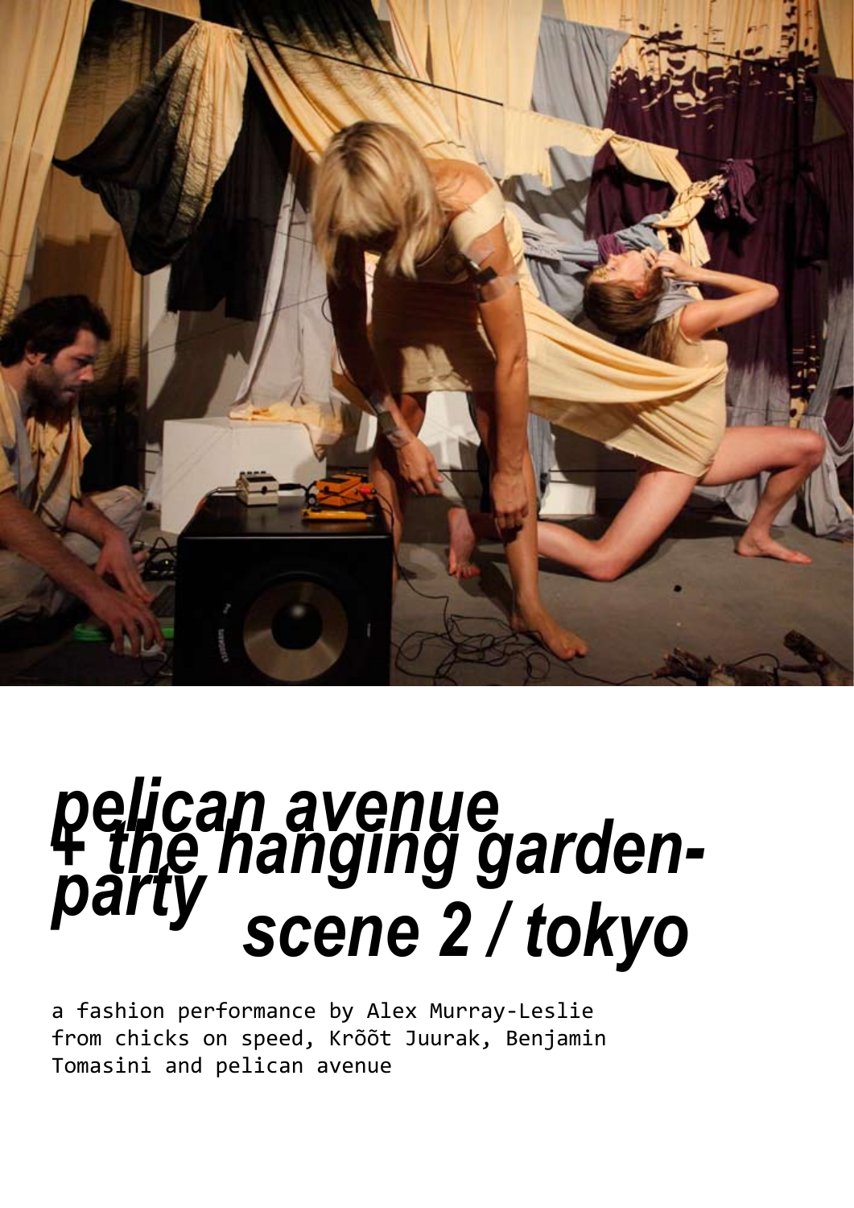# *pelican avenue + the hanging garden-party*

## *scene 2 / tokyo*

a fashion performance by Alex Murray-Leslie from chicks on speed, Krõõt Juurak, Benjamin Tomasini and pelican avenue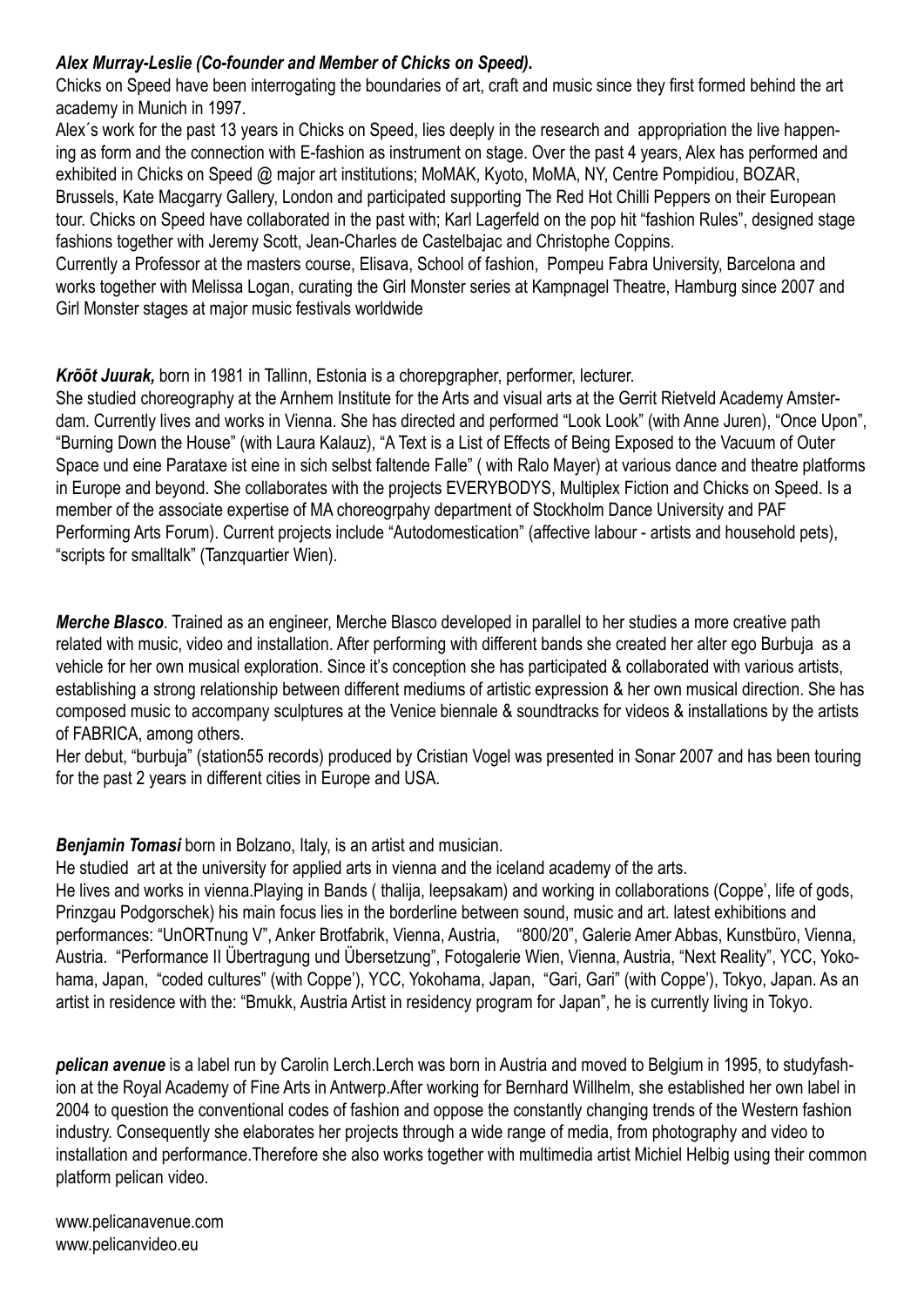***Alex Murray-Leslie (Co-founder and Member of Chicks on Speed).***
Chicks on Speed have been interrogating the boundaries of art, craft and music since they first formed behind the art academy in Munich in 1997.
Alex´s work for the past 13 years in Chicks on Speed, lies deeply in the research and appropriation the live happening as form and the connection with E-fashion as instrument on stage. Over the past 4 years, Alex has performed and exhibited in Chicks on Speed @ major art institutions; MoMAK, Kyoto, MoMA, NY, Centre Pompidiou, BOZAR, Brussels, Kate Macgarry Gallery, London and participated supporting The Red Hot Chilli Peppers on their European tour. Chicks on Speed have collaborated in the past with; Karl Lagerfeld on the pop hit "fashion Rules", designed stage fashions together with Jeremy Scott, Jean-Charles de Castelbajac and Christophe Coppins.
Currently a Professor at the masters course, Elisava, School of fashion, Pompeu Fabra University, Barcelona and works together with Melissa Logan, curating the Girl Monster series at Kampnagel Theatre, Hamburg since 2007 and Girl Monster stages at major music festivals worldwide

***Krõõt Juurak,*** born in 1981 in Tallinn, Estonia is a chorepgrapher, performer, lecturer.
She studied choreography at the Arnhem Institute for the Arts and visual arts at the Gerrit Rietveld Academy Amsterdam. Currently lives and works in Vienna. She has directed and performed "Look Look" (with Anne Juren), "Once Upon", "Burning Down the House" (with Laura Kalauz), "A Text is a List of Effects of Being Exposed to the Vacuum of Outer Space und eine Parataxe ist eine in sich selbst faltende Falle" ( with Ralo Mayer) at various dance and theatre platforms in Europe and beyond. She collaborates with the projects EVERYBODYS, Multiplex Fiction and Chicks on Speed. Is a member of the associate expertise of MA choreogrpahy department of Stockholm Dance University and PAF Performing Arts Forum). Current projects include "Autodomestication" (affective labour - artists and household pets), "scripts for smalltalk" (Tanzquartier Wien).

***Merche Blasco***. Trained as an engineer, Merche Blasco developed in parallel to her studies a more creative path related with music, video and installation. After performing with different bands she created her alter ego Burbuja as a vehicle for her own musical exploration. Since it's conception she has participated & collaborated with various artists, establishing a strong relationship between different mediums of artistic expression & her own musical direction. She has composed music to accompany sculptures at the Venice biennale & soundtracks for videos & installations by the artists of FABRICA, among others.
Her debut, "burbuja" (station55 records) produced by Cristian Vogel was presented in Sonar 2007 and has been touring for the past 2 years in different cities in Europe and USA.

***Benjamin Tomasi*** born in Bolzano, Italy, is an artist and musician.
He studied art at the university for applied arts in vienna and the iceland academy of the arts.
He lives and works in vienna.Playing in Bands ( thalija, leepsakam) and working in collaborations (Coppe', life of gods, Prinzgau Podgorschek) his main focus lies in the borderline between sound, music and art. latest exhibitions and performances: "UnORTnung V", Anker Brotfabrik, Vienna, Austria, "800/20", Galerie Amer Abbas, Kunstbüro, Vienna, Austria. "Performance II Übertragung und Übersetzung", Fotogalerie Wien, Vienna, Austria, "Next Reality", YCC, Yokohama, Japan, "coded cultures" (with Coppe'), YCC, Yokohama, Japan, "Gari, Gari" (with Coppe'), Tokyo, Japan. As an artist in residence with the: "Bmukk, Austria Artist in residency program for Japan", he is currently living in Tokyo.

***pelican avenue*** is a label run by Carolin Lerch.Lerch was born in Austria and moved to Belgium in 1995, to studyfashion at the Royal Academy of Fine Arts in Antwerp.After working for Bernhard Willhelm, she established her own label in 2004 to question the conventional codes of fashion and oppose the constantly changing trends of the Western fashion industry. Consequently she elaborates her projects through a wide range of media, from photography and video to installation and performance.Therefore she also works together with multimedia artist Michiel Helbig using their common platform pelican video.

www.pelicanavenue.com
www.pelicanvideo.eu